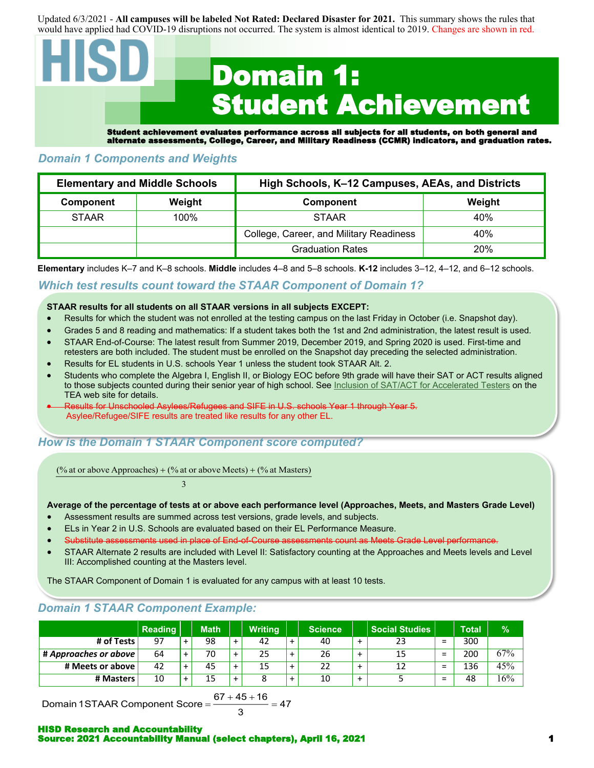Updated 6/3/2021 - **All campuses will be labeled Not Rated: Declared Disaster for 2021.** This summary shows the rules that would have applied had COVID-19 disruptions not occurred. The system is almost identical to 2019. Changes are shown in red.

# HISD Domain 1: Student Achievement

**Student achievement evaluates performance across all subjects for all students, on both general and alternate assessments, College, Career, and Military Readiness (CCMR) indicators, and graduation rates.**

## Domain 1 Components and Weights

| Elementary and Middle Schools | | High Schools, K–12 Campuses, AEAs, and Districts | |
|---|---|---|---|
| **Component** | **Weight** | **Component** | **Weight** |
| STAAR | 100% | STAAR | 40% |
| | | College, Career, and Military Readiness | 40% |
| | | Graduation Rates | 20% |

**Elementary** includes K–7 and K–8 schools. **Middle** includes 4–8 and 5–8 schools. **K-12** includes 3–12, 4–12, and 6–12 schools.

## Which test results count toward the STAAR Component of Domain 1?

**STAAR results for all students on all STAAR versions in all subjects EXCEPT:**

- Results for which the student was not enrolled at the testing campus on the last Friday in October (i.e. Snapshot day).
- Grades 5 and 8 reading and mathematics: If a student takes both the 1st and 2nd administration, the latest result is used.
- STAAR End-of-Course: The latest result from Summer 2019, December 2019, and Spring 2020 is used. First-time and retesters are both included. The student must be enrolled on the Snapshot day preceding the selected administration.
- Results for EL students in U.S. schools Year 1 unless the student took STAAR Alt. 2.
- Students who complete the Algebra I, English II, or Biology EOC before 9th grade will have their SAT or ACT results aligned to those subjects counted during their senior year of high school. See Inclusion of SAT/ACT for Accelerated Testers on the TEA web site for details.
- ~~Results for Unschooled Asylees/Refugees and SIFE in U.S. schools Year 1 through Year 5.~~ Asylee/Refugee/SIFE results are treated like results for any other EL.

## How is the Domain 1 STAAR Component score computed?

$$\frac{(\%\text{ at or above Approaches}) + (\%\text{ at or above Meets}) + (\%\text{ at Masters})}{3}$$

**Average of the percentage of tests at or above each performance level (Approaches, Meets, and Masters Grade Level)**

- Assessment results are summed across test versions, grade levels, and subjects.
- ELs in Year 2 in U.S. Schools are evaluated based on their EL Performance Measure.
- ~~Substitute assessments used in place of End-of-Course assessments count as Meets Grade Level performance.~~
- STAAR Alternate 2 results are included with Level II: Satisfactory counting at the Approaches and Meets levels and Level III: Accomplished counting at the Masters level.

The STAAR Component of Domain 1 is evaluated for any campus with at least 10 tests.

## Domain 1 STAAR Component Example:

| | Reading | | Math | | Writing | | Science | | Social Studies | | Total | % |
|---|---|---|---|---|---|---|---|---|---|---|---|---|
| **# of Tests** | 97 | + | 98 | + | 42 | + | 40 | + | 23 | = | 300 | |
| ***# Approaches or above*** | 64 | + | 70 | + | 25 | + | 26 | + | 15 | = | 200 | 67% |
| **# Meets or above** | 42 | + | 45 | + | 15 | + | 22 | + | 12 | = | 136 | 45% |
| **# Masters** | 10 | + | 15 | + | 8 | + | 10 | + | 5 | = | 48 | 16% |

$$\text{Domain 1 STAAR Component Score} = \frac{67 + 45 + 16}{3} = 47$$

**HISD Research and Accountability**
**Source: 2021 Accountability Manual (select chapters), April 16, 2021**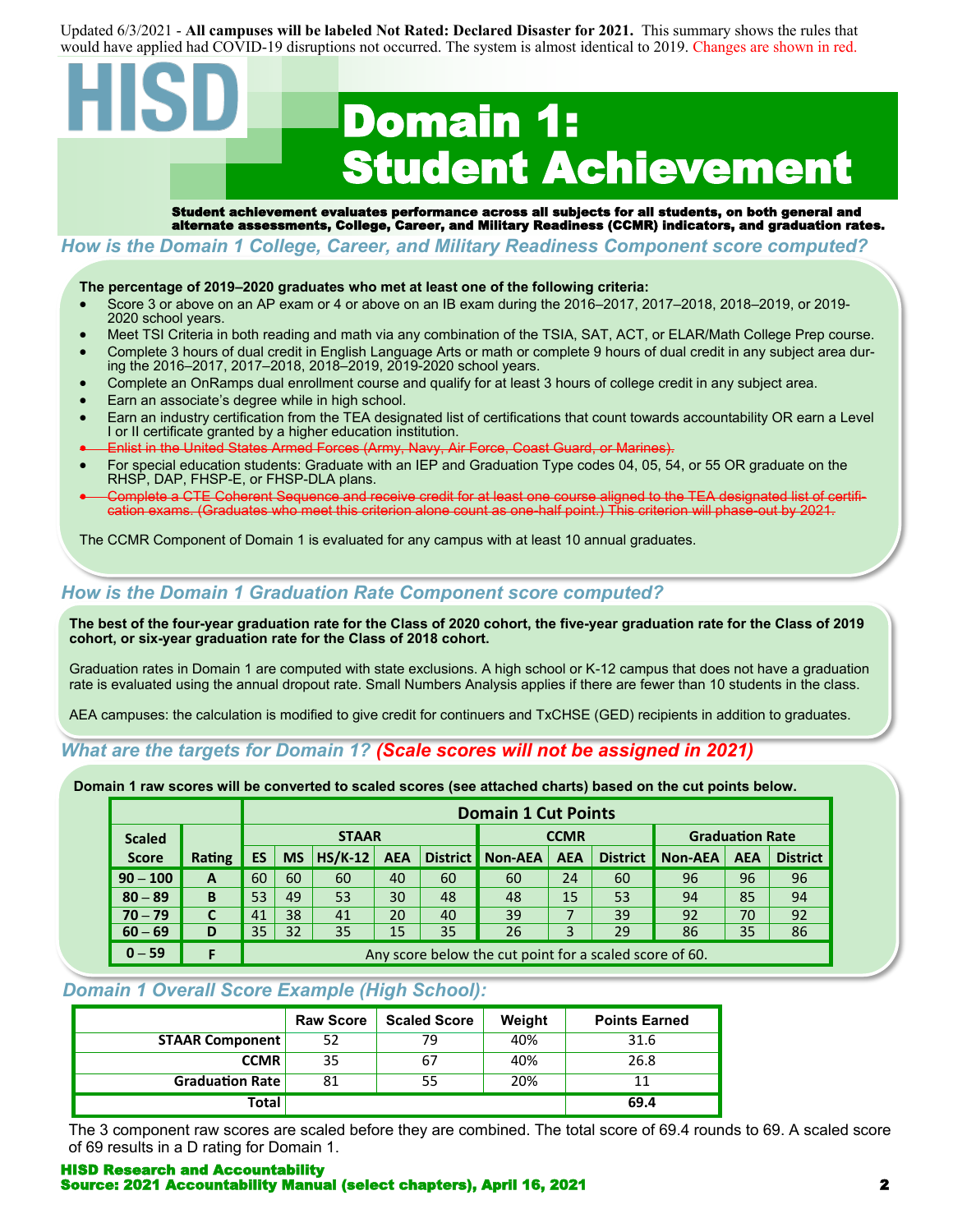Updated 6/3/2021 - **All campuses will be labeled Not Rated: Declared Disaster for 2021.** This summary shows the rules that would have applied had COVID-19 disruptions not occurred. The system is almost identical to 2019. Changes are shown in red.

# HISD Domain 1: Student Achievement

**Student achievement evaluates performance across all subjects for all students, on both general and alternate assessments, College, Career, and Military Readiness (CCMR) indicators, and graduation rates.**

## *How is the Domain 1 College, Career, and Military Readiness Component score computed?*

**The percentage of 2019–2020 graduates who met at least one of the following criteria:**

- Score 3 or above on an AP exam or 4 or above on an IB exam during the 2016–2017, 2017–2018, 2018–2019, or 2019-2020 school years.
- Meet TSI Criteria in both reading and math via any combination of the TSIA, SAT, ACT, or ELAR/Math College Prep course.
- Complete 3 hours of dual credit in English Language Arts or math or complete 9 hours of dual credit in any subject area during the 2016–2017, 2017–2018, 2018–2019, 2019-2020 school years.
- Complete an OnRamps dual enrollment course and qualify for at least 3 hours of college credit in any subject area.
- Earn an associate's degree while in high school.
- Earn an industry certification from the TEA designated list of certifications that count towards accountability OR earn a Level I or II certificate granted by a higher education institution.
- ~~Enlist in the United States Armed Forces (Army, Navy, Air Force, Coast Guard, or Marines).~~
- For special education students: Graduate with an IEP and Graduation Type codes 04, 05, 54, or 55 OR graduate on the RHSP, DAP, FHSP-E, or FHSP-DLA plans.
- ~~Complete a CTE Coherent Sequence and receive credit for at least one course aligned to the TEA designated list of certification exams. (Graduates who meet this criterion alone count as one-half point.) This criterion will phase-out by 2021.~~

The CCMR Component of Domain 1 is evaluated for any campus with at least 10 annual graduates.

## *How is the Domain 1 Graduation Rate Component score computed?*

**The best of the four-year graduation rate for the Class of 2020 cohort, the five-year graduation rate for the Class of 2019 cohort, or six-year graduation rate for the Class of 2018 cohort.**

Graduation rates in Domain 1 are computed with state exclusions. A high school or K-12 campus that does not have a graduation rate is evaluated using the annual dropout rate. Small Numbers Analysis applies if there are fewer than 10 students in the class.

AEA campuses: the calculation is modified to give credit for continuers and TxCHSE (GED) recipients in addition to graduates.

## *What are the targets for Domain 1? (Scale scores will not be assigned in 2021)*

**Domain 1 raw scores will be converted to scaled scores (see attached charts) based on the cut points below.**

| Scaled Score | Rating | Domain 1 Cut Points | | | | | | | | | | |
|---|---|---|---|---|---|---|---|---|---|---|---|---|
| | | STAAR | | | | | CCMR | | | Graduation Rate | | |
| | | ES | MS | HS/K-12 | AEA | District | Non-AEA | AEA | District | Non-AEA | AEA | District |
| 90 – 100 | A | 60 | 60 | 60 | 40 | 60 | 60 | 24 | 60 | 96 | 96 | 96 |
| 80 – 89 | B | 53 | 49 | 53 | 30 | 48 | 48 | 15 | 53 | 94 | 85 | 94 |
| 70 – 79 | C | 41 | 38 | 41 | 20 | 40 | 39 | 7 | 39 | 92 | 70 | 92 |
| 60 – 69 | D | 35 | 32 | 35 | 15 | 35 | 26 | 3 | 29 | 86 | 35 | 86 |
| 0 – 59 | F | Any score below the cut point for a scaled score of 60. | | | | | | | | | | |

## *Domain 1 Overall Score Example (High School):*

| | Raw Score | Scaled Score | Weight | Points Earned |
|---|---|---|---|---|
| **STAAR Component** | 52 | 79 | 40% | 31.6 |
| **CCMR** | 35 | 67 | 40% | 26.8 |
| **Graduation Rate** | 81 | 55 | 20% | 11 |
| **Total** | | | | **69.4** |

The 3 component raw scores are scaled before they are combined. The total score of 69.4 rounds to 69. A scaled score of 69 results in a D rating for Domain 1.

**HISD Research and Accountability**
**Source: 2021 Accountability Manual (select chapters), April 16, 2021**